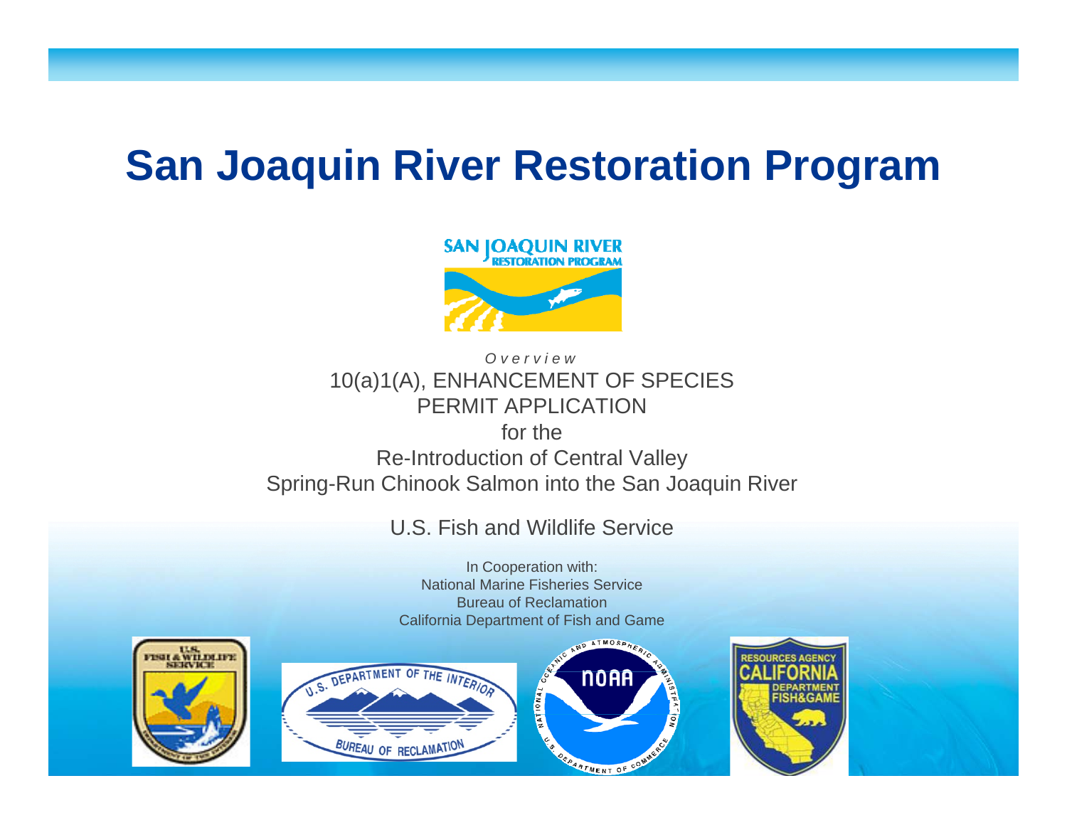# San Joaquin River Restoration Program

*Overview*

10(a)1(A), ENHANCEMENT OF SPECIES PERMIT APPLICATION

for the

Re-Introduction of Central Valley Spring-Run Chinook Salmon into the San Joaquin River

U.S. Fish and Wildlife Service

In Cooperation with:
National Marine Fisheries Service
Bureau of Reclamation
California Department of Fish and Game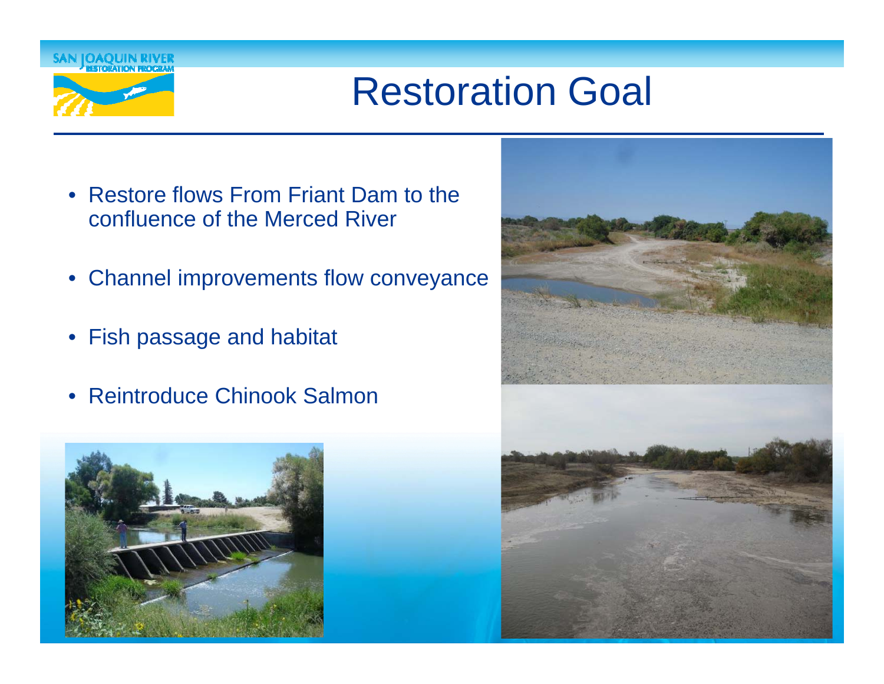# Restoration Goal

- Restore flows From Friant Dam to the confluence of the Merced River
- Channel improvements flow conveyance
- Fish passage and habitat
- Reintroduce Chinook Salmon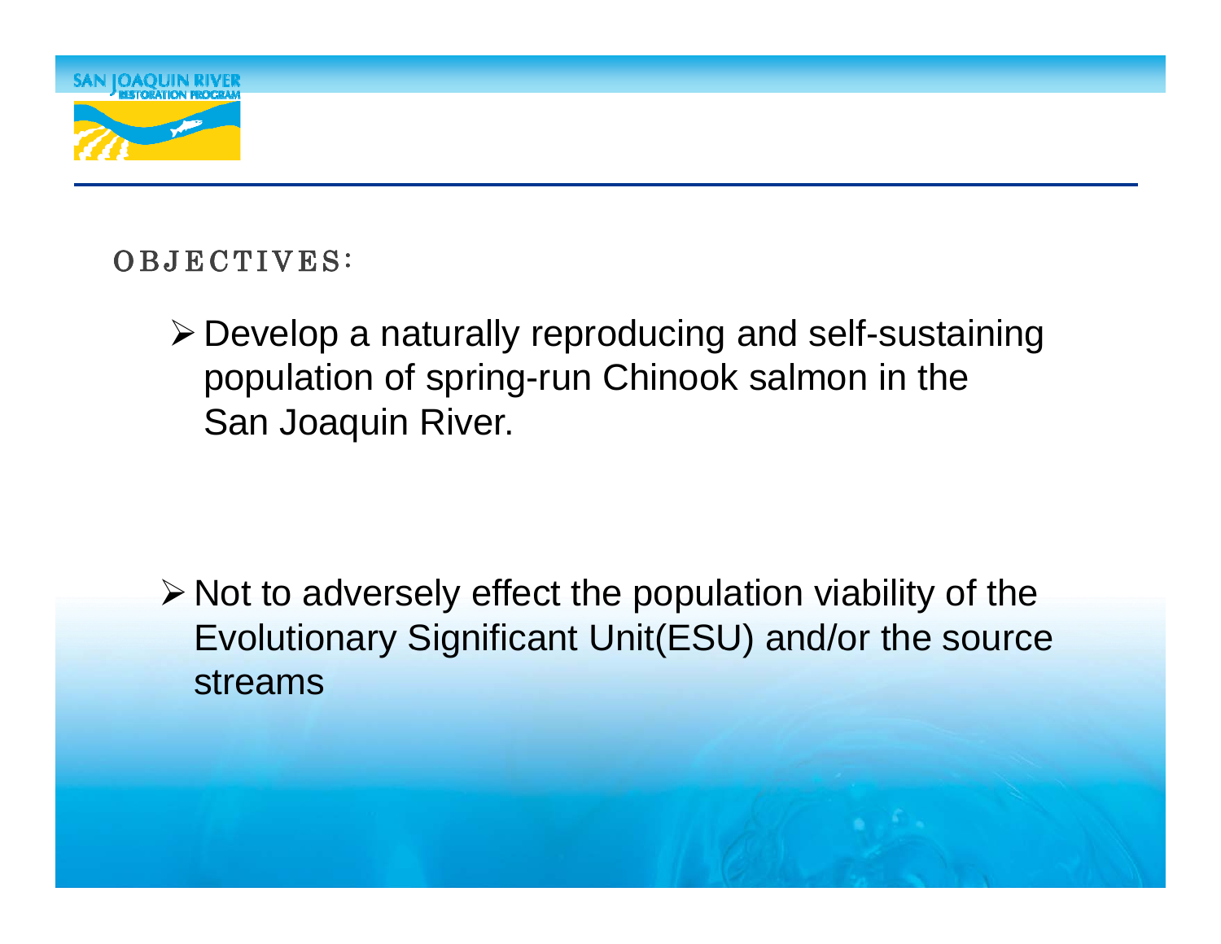## OBJECTIVES:

- Develop a naturally reproducing and self-sustaining population of spring-run Chinook salmon in the San Joaquin River.

- Not to adversely effect the population viability of the Evolutionary Significant Unit(ESU) and/or the source streams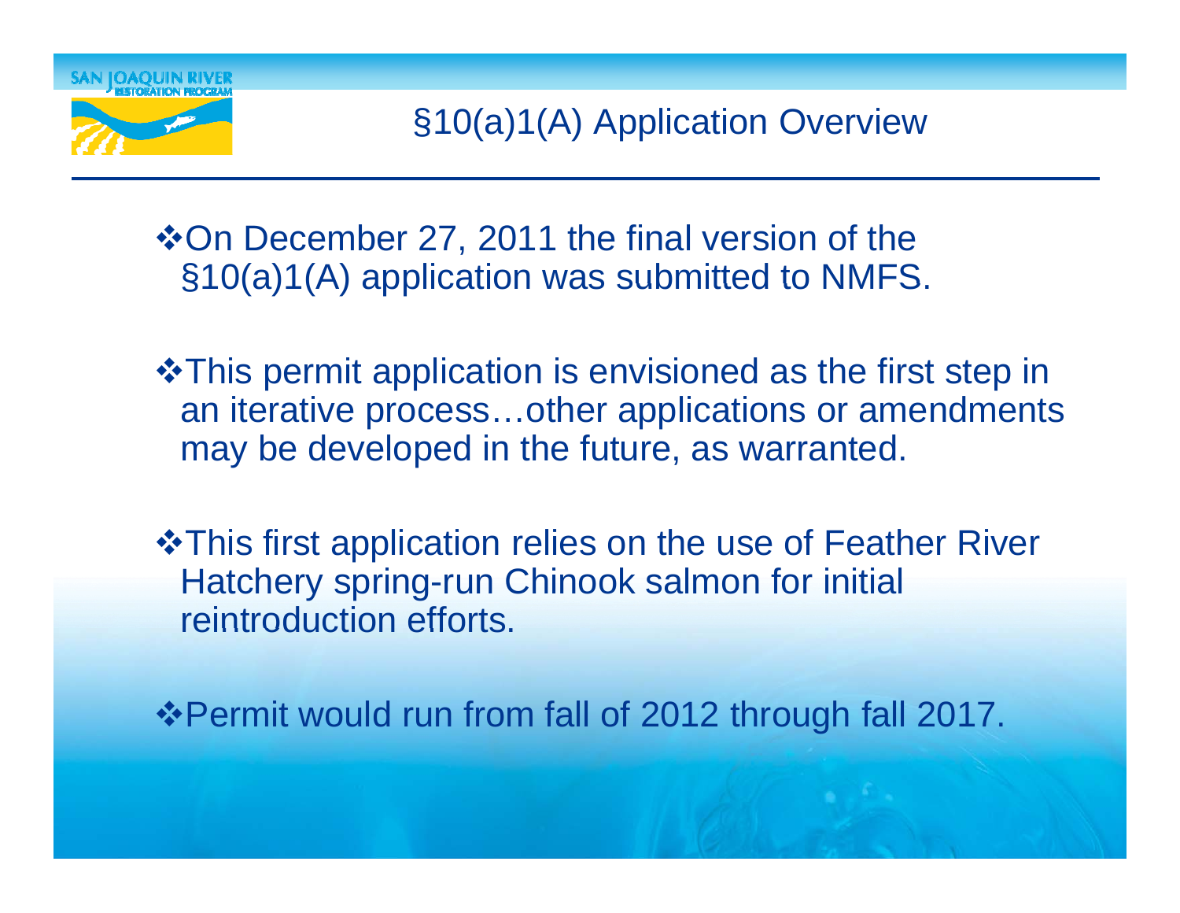# §10(a)1(A) Application Overview

- On December 27, 2011 the final version of the §10(a)1(A) application was submitted to NMFS.
- This permit application is envisioned as the first step in an iterative process…other applications or amendments may be developed in the future, as warranted.
- This first application relies on the use of Feather River Hatchery spring-run Chinook salmon for initial reintroduction efforts.
- Permit would run from fall of 2012 through fall 2017.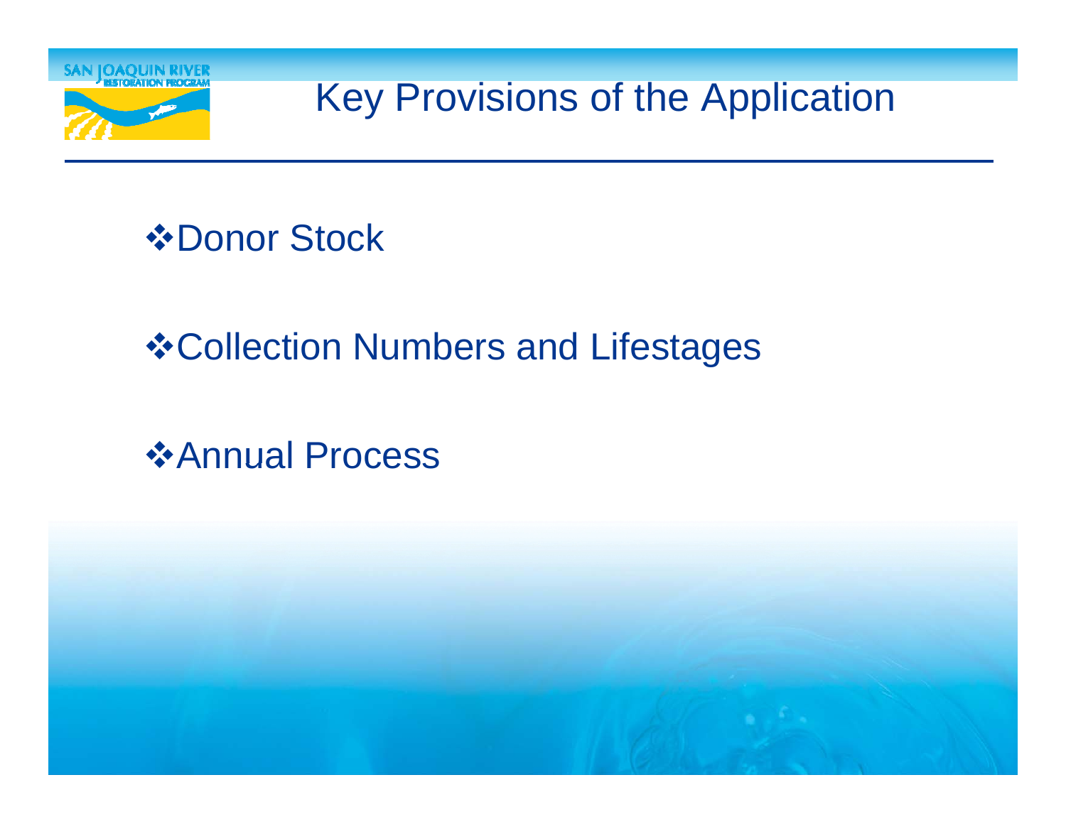# Key Provisions of the Application

- Donor Stock
- Collection Numbers and Lifestages
- Annual Process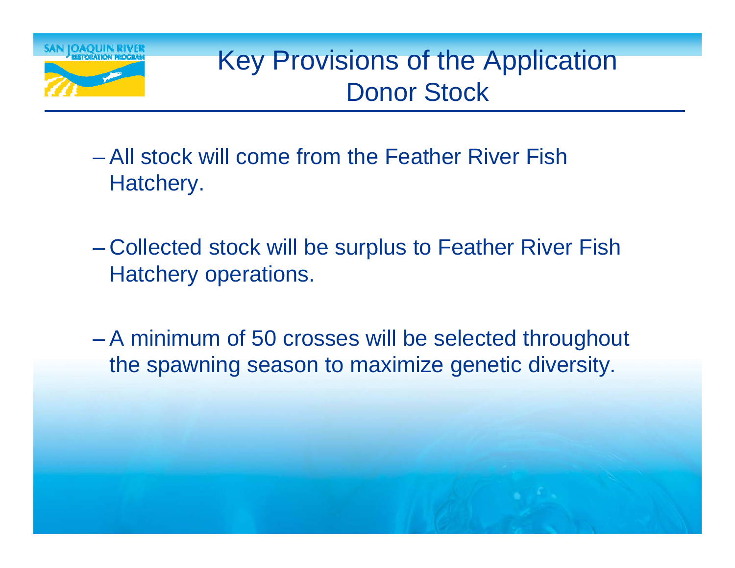# Key Provisions of the Application
## Donor Stock

- All stock will come from the Feather River Fish Hatchery.
- Collected stock will be surplus to Feather River Fish Hatchery operations.
- A minimum of 50 crosses will be selected throughout the spawning season to maximize genetic diversity.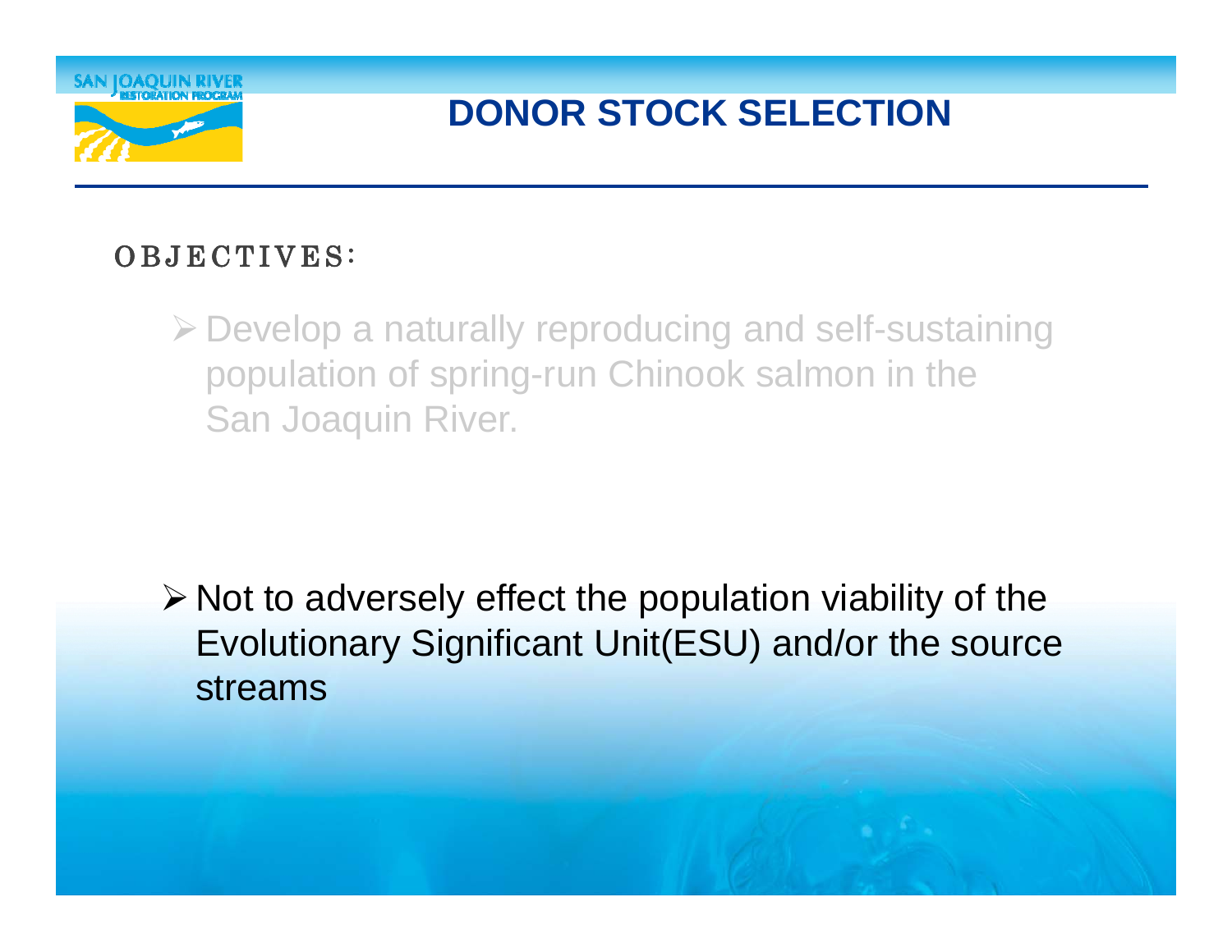# DONOR STOCK SELECTION

OBJECTIVES:

- Develop a naturally reproducing and self-sustaining population of spring-run Chinook salmon in the San Joaquin River.

- Not to adversely effect the population viability of the Evolutionary Significant Unit(ESU) and/or the source streams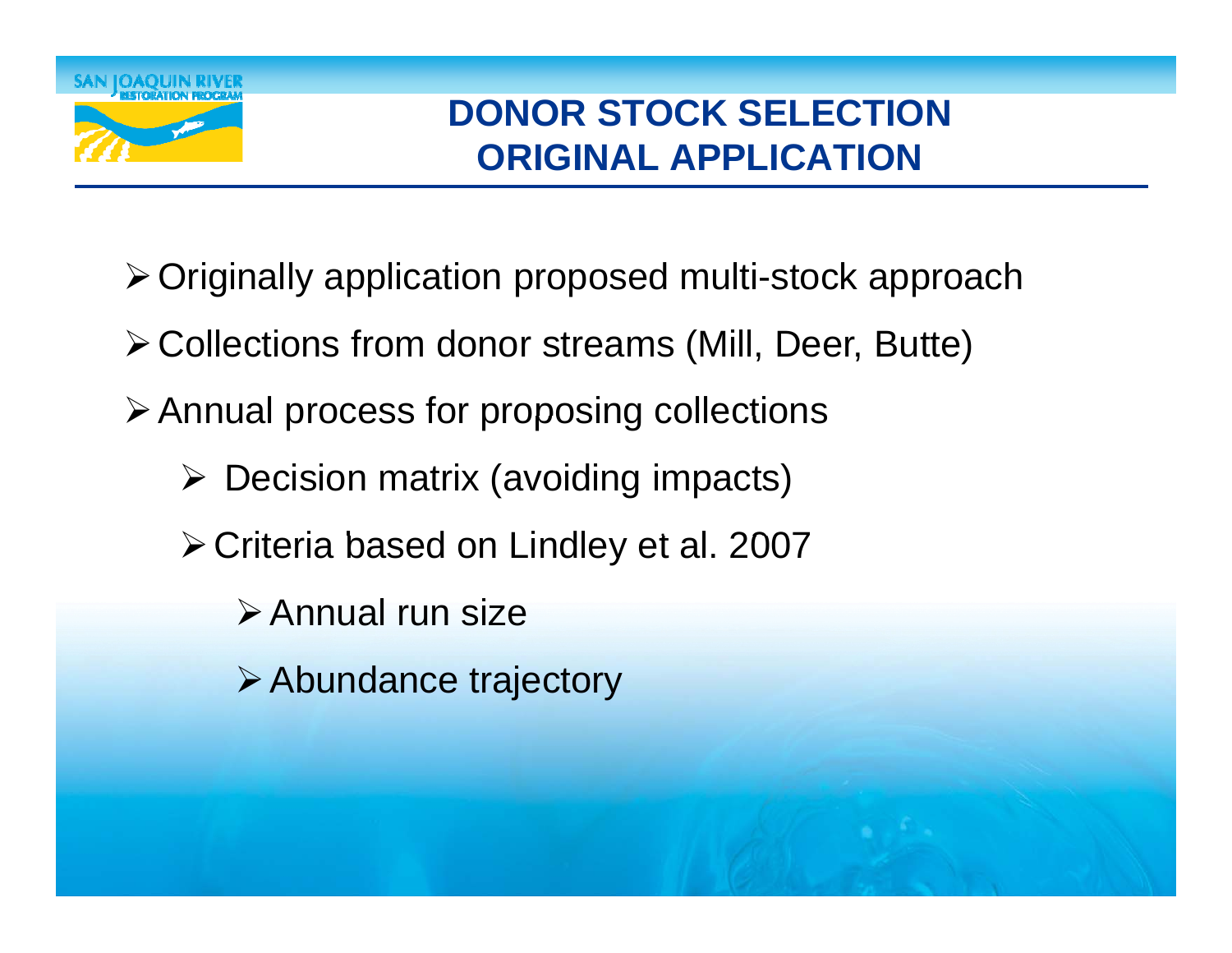# DONOR STOCK SELECTION ORIGINAL APPLICATION

- Originally application proposed multi-stock approach
- Collections from donor streams (Mill, Deer, Butte)
- Annual process for proposing collections
  - Decision matrix (avoiding impacts)
  - Criteria based on Lindley et al. 2007
    - Annual run size
    - Abundance trajectory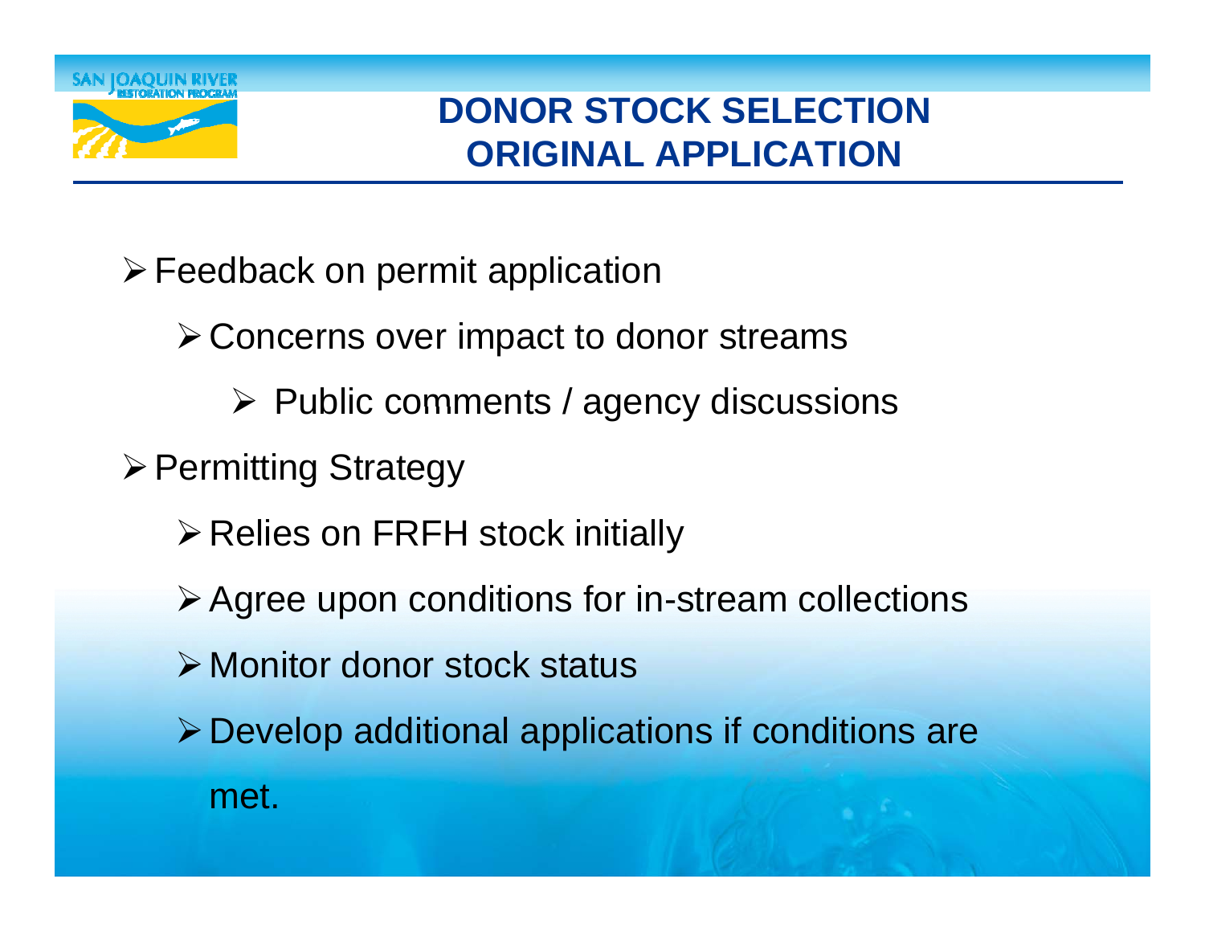# DONOR STOCK SELECTION ORIGINAL APPLICATION

- Feedback on permit application
  - Concerns over impact to donor streams
    - Public comments / agency discussions
- Permitting Strategy
  - Relies on FRFH stock initially
  - Agree upon conditions for in-stream collections
  - Monitor donor stock status
  - Develop additional applications if conditions are met.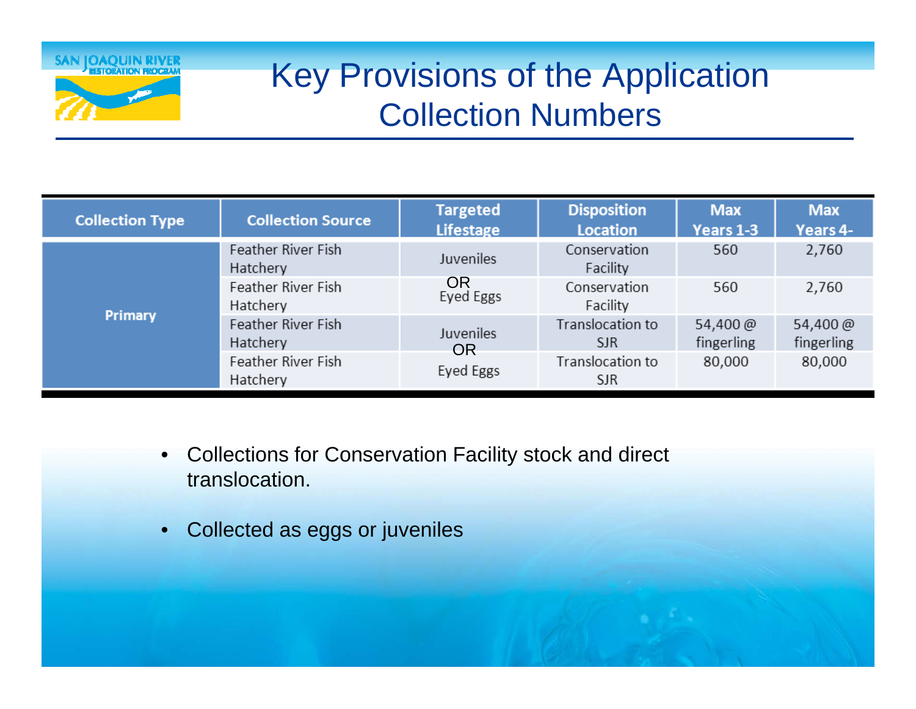# Key Provisions of the Application
## Collection Numbers

| Collection Type | Collection Source | Targeted Lifestage | Disposition Location | Max Years 1-3 | Max Years 4- |
|---|---|---|---|---|---|
| Primary | Feather River Fish Hatchery | Juveniles OR Eyed Eggs | Conservation Facility | 560 | 2,760 |
| | Feather River Fish Hatchery | | Conservation Facility | 560 | 2,760 |
| | Feather River Fish Hatchery | Juveniles OR Eyed Eggs | Translocation to SJR | 54,400 @ fingerling | 54,400 @ fingerling |
| | Feather River Fish Hatchery | | Translocation to SJR | 80,000 | 80,000 |

- Collections for Conservation Facility stock and direct translocation.
- Collected as eggs or juveniles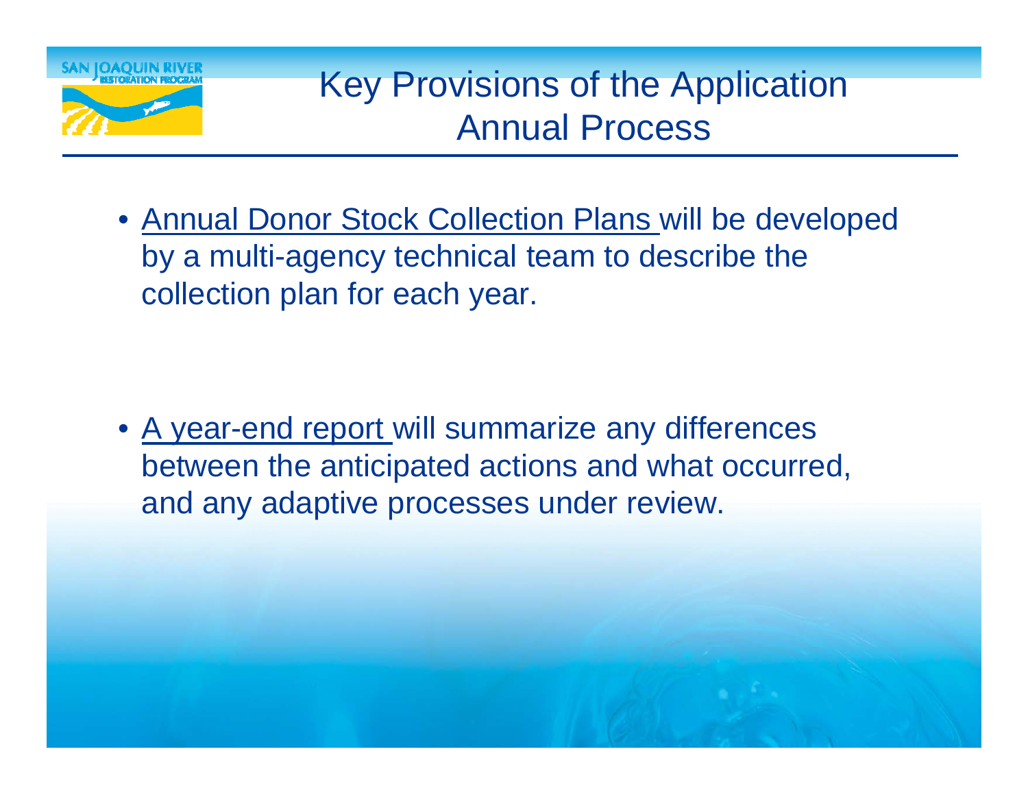# Key Provisions of the Application
## Annual Process

- Annual Donor Stock Collection Plans will be developed by a multi-agency technical team to describe the collection plan for each year.

- A year-end report will summarize any differences between the anticipated actions and what occurred, and any adaptive processes under review.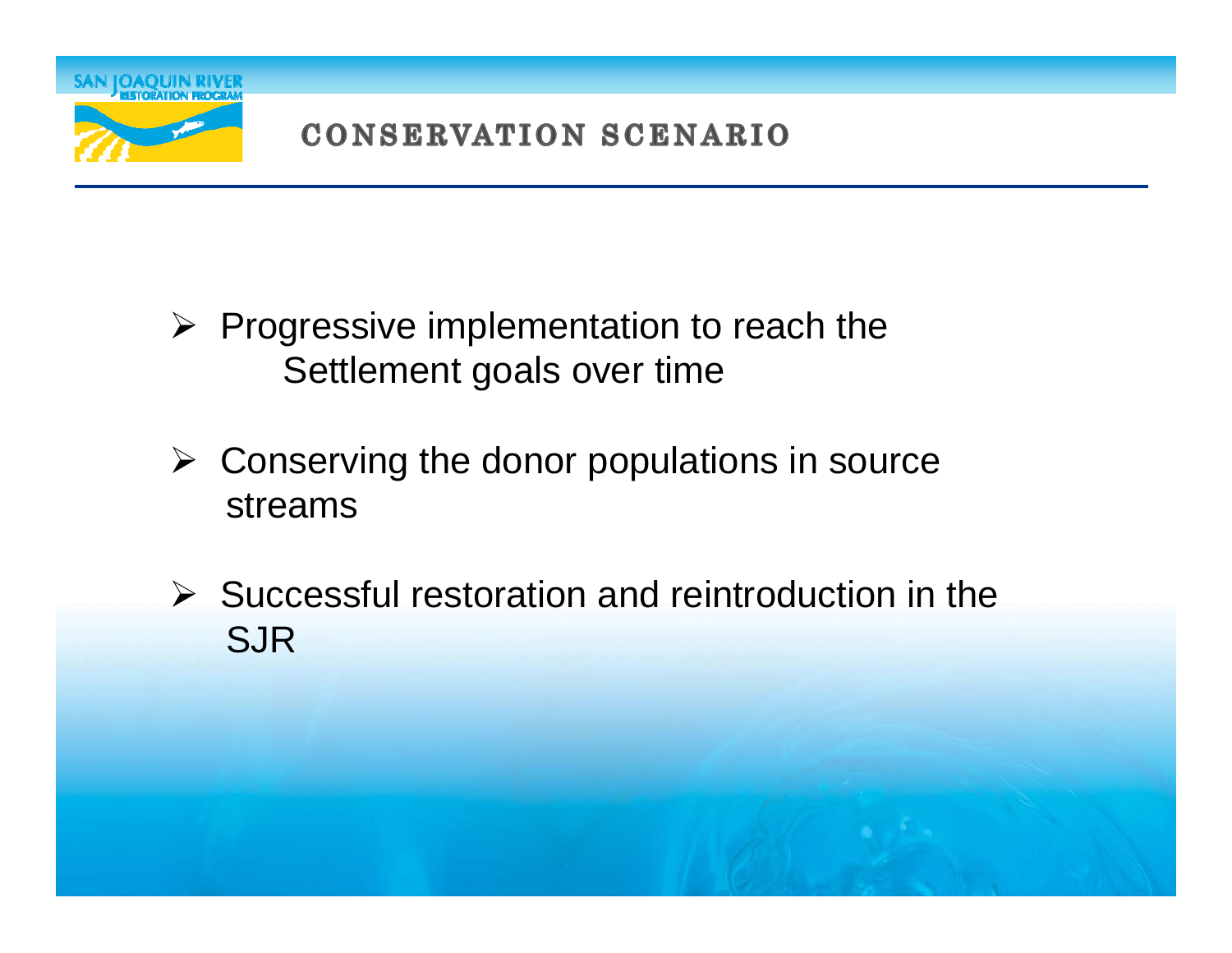# CONSERVATION SCENARIO

- Progressive implementation to reach the Settlement goals over time
- Conserving the donor populations in source streams
- Successful restoration and reintroduction in the SJR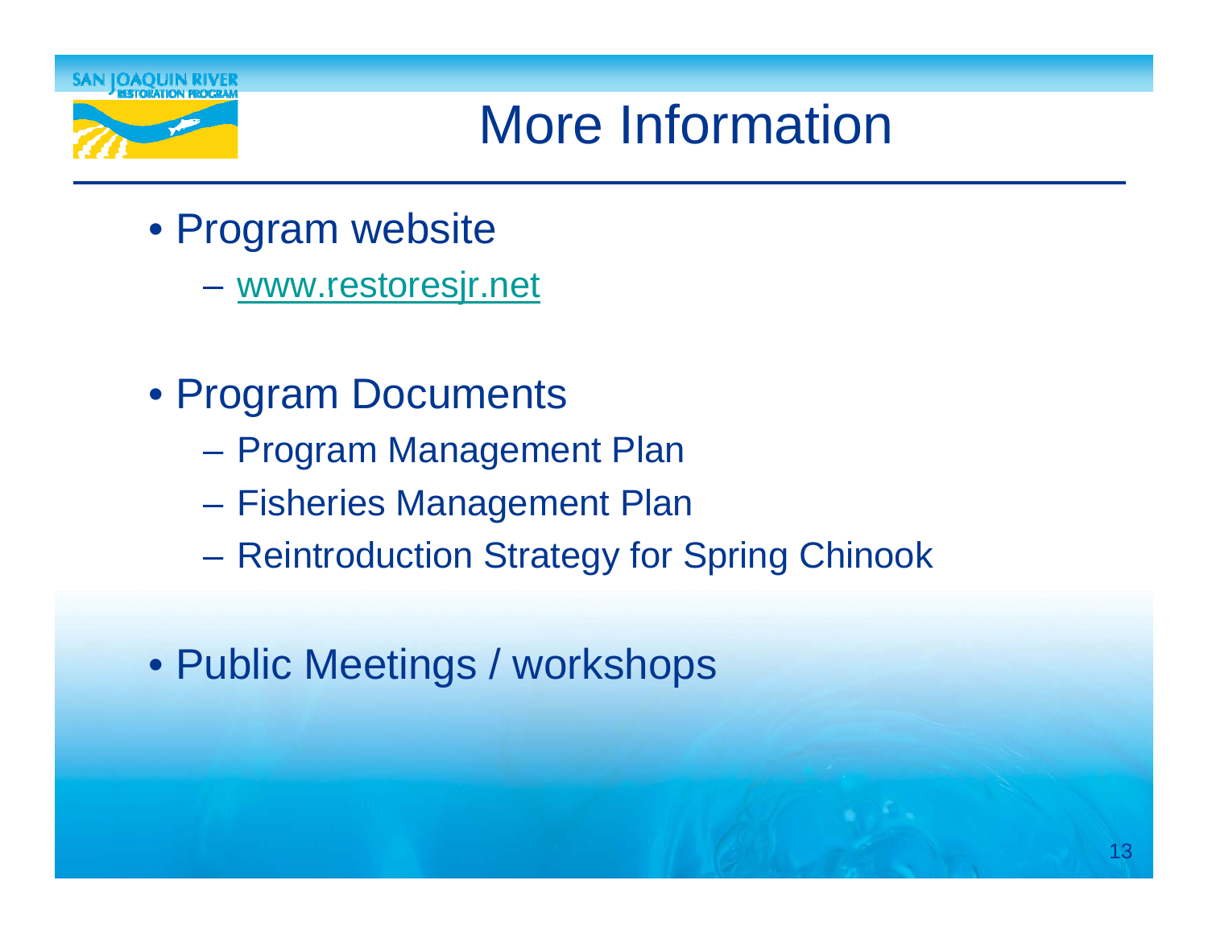# More Information

- Program website
  - www.restoresjr.net
- Program Documents
  - Program Management Plan
  - Fisheries Management Plan
  - Reintroduction Strategy for Spring Chinook
- Public Meetings / workshops